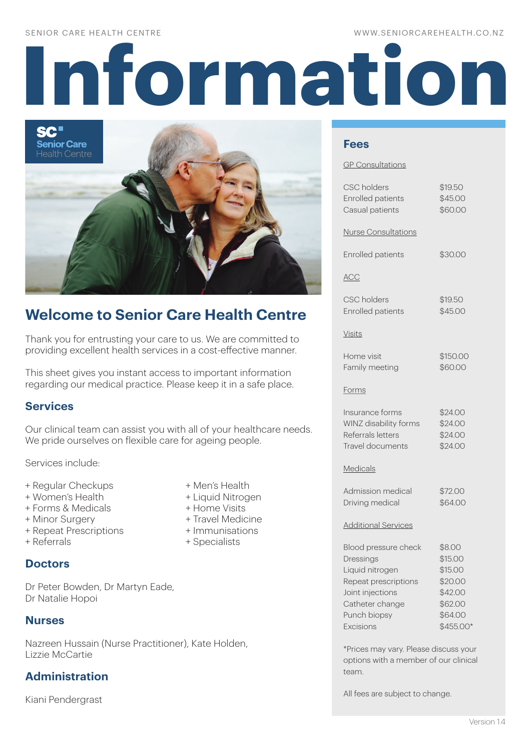# Information

## Welcome to Senior Care Health Centre

Thank you for entrusting your care to us. We are committed to providing excellent health services in a cost-effective manner.

This sheet gives you instant access to important information regarding our medical practice. Please keep it in a safe place.

### Services

Our clinical team can assist you with all of your healthcare needs. We pride ourselves on flexible care for ageing people.

Services include:

+ Regular Checkups
+ Women's Health
+ Forms & Medicals
+ Minor Surgery
+ Repeat Prescriptions
+ Referrals
+ Men's Health
+ Liquid Nitrogen
+ Home Visits
+ Travel Medicine
+ Immunisations
+ Specialists

### Doctors

Dr Peter Bowden, Dr Martyn Eade, Dr Natalie Hopoi

### Nurses

Nazreen Hussain (Nurse Practitioner), Kate Holden, Lizzie McCartie

### Administration

Kiani Pendergrast

### Fees

GP Consultations

| | |
|---|---|
| CSC holders | $19.50 |
| Enrolled patients | $45.00 |
| Casual patients | $60.00 |

Nurse Consultations

| | |
|---|---|
| Enrolled patients | $30.00 |

ACC

| | |
|---|---|
| CSC holders | $19.50 |
| Enrolled patients | $45.00 |

Visits

| | |
|---|---|
| Home visit | $150.00 |
| Family meeting | $60.00 |

Forms

| | |
|---|---|
| Insurance forms | $24.00 |
| WINZ disability forms | $24.00 |
| Referrals letters | $24.00 |
| Travel documents | $24.00 |

Medicals

| | |
|---|---|
| Admission medical | $72.00 |
| Driving medical | $64.00 |

Additional Services

| | |
|---|---|
| Blood pressure check | $8.00 |
| Dressings | $15.00 |
| Liquid nitrogen | $15.00 |
| Repeat prescriptions | $20.00 |
| Joint injections | $42.00 |
| Catheter change | $62.00 |
| Punch biopsy | $64.00 |
| Excisions | $455.00* |

*Prices may vary. Please discuss your options with a member of our clinical team.

All fees are subject to change.

Version 1.4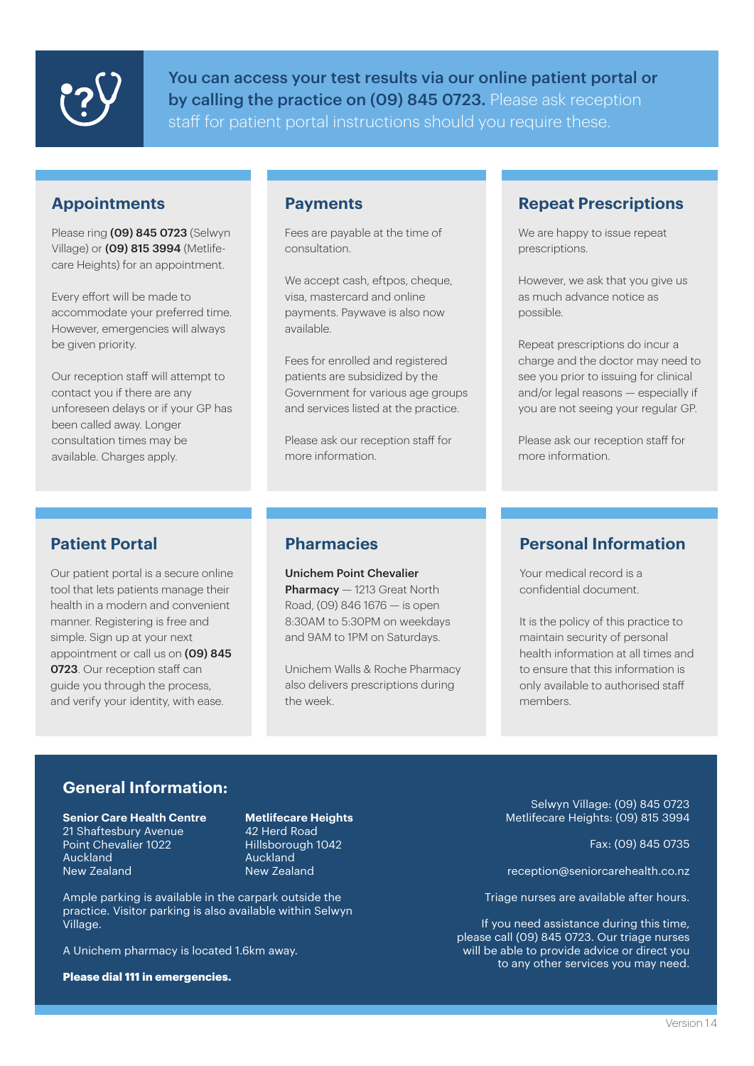**You can access your test results via our online patient portal or by calling the practice on (09) 845 0723.** Please ask reception staff for patient portal instructions should you require these.

## Appointments

Please ring **(09) 845 0723** (Selwyn Village) or **(09) 815 3994** (Metlifecare Heights) for an appointment.

Every effort will be made to accommodate your preferred time. However, emergencies will always be given priority.

Our reception staff will attempt to contact you if there are any unforeseen delays or if your GP has been called away. Longer consultation times may be available. Charges apply.

## Payments

Fees are payable at the time of consultation.

We accept cash, eftpos, cheque, visa, mastercard and online payments. Paywave is also now available.

Fees for enrolled and registered patients are subsidized by the Government for various age groups and services listed at the practice.

Please ask our reception staff for more information.

## Repeat Prescriptions

We are happy to issue repeat prescriptions.

However, we ask that you give us as much advance notice as possible.

Repeat prescriptions do incur a charge and the doctor may need to see you prior to issuing for clinical and/or legal reasons — especially if you are not seeing your regular GP.

Please ask our reception staff for more information.

## Patient Portal

Our patient portal is a secure online tool that lets patients manage their health in a modern and convenient manner. Registering is free and simple. Sign up at your next appointment or call us on **(09) 845 0723**. Our reception staff can guide you through the process, and verify your identity, with ease.

## Pharmacies

**Unichem Point Chevalier Pharmacy** — 1213 Great North Road, (09) 846 1676 — is open 8:30AM to 5:30PM on weekdays and 9AM to 1PM on Saturdays.

Unichem Walls & Roche Pharmacy also delivers prescriptions during the week.

## Personal Information

Your medical record is a confidential document.

It is the policy of this practice to maintain security of personal health information at all times and to ensure that this information is only available to authorised staff members.

## General Information:

**Senior Care Health Centre**
21 Shaftesbury Avenue
Point Chevalier 1022
Auckland
New Zealand

**Metlifecare Heights**
42 Herd Road
Hillsborough 1042
Auckland
New Zealand

Ample parking is available in the carpark outside the practice. Visitor parking is also available within Selwyn Village.

A Unichem pharmacy is located 1.6km away.

**Please dial 111 in emergencies.**

Selwyn Village: (09) 845 0723
Metlifecare Heights: (09) 815 3994

Fax: (09) 845 0735

reception@seniorcarehealth.co.nz

Triage nurses are available after hours.

If you need assistance during this time, please call (09) 845 0723. Our triage nurses will be able to provide advice or direct you to any other services you may need.

Version 1.4